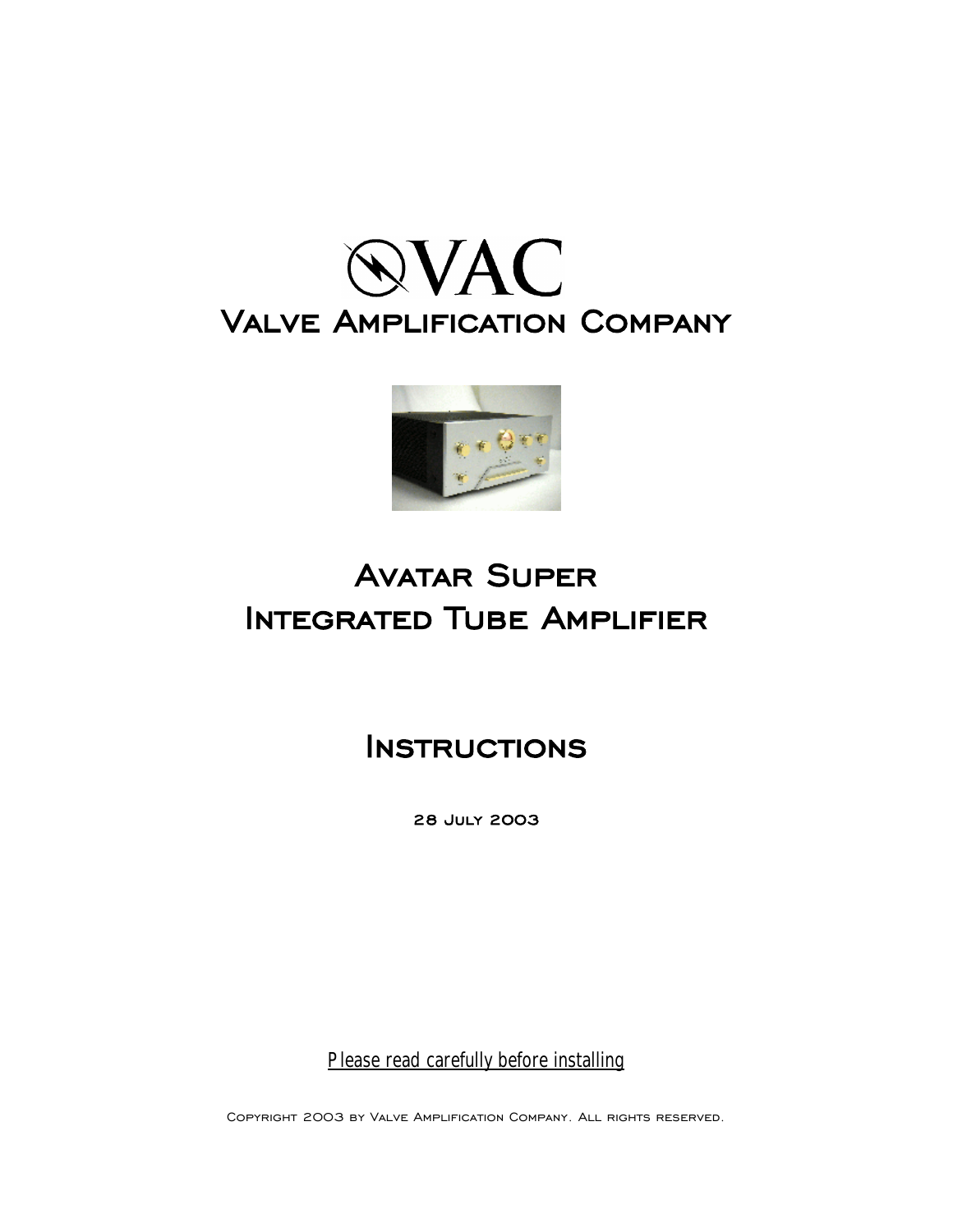# VAC

# Valve Amplification Company

# Avatar Super
# Integrated Tube Amplifier

## Instructions

28 July 2003

Please read carefully before installing

Copyright 2003 by Valve Amplification Company. All rights reserved.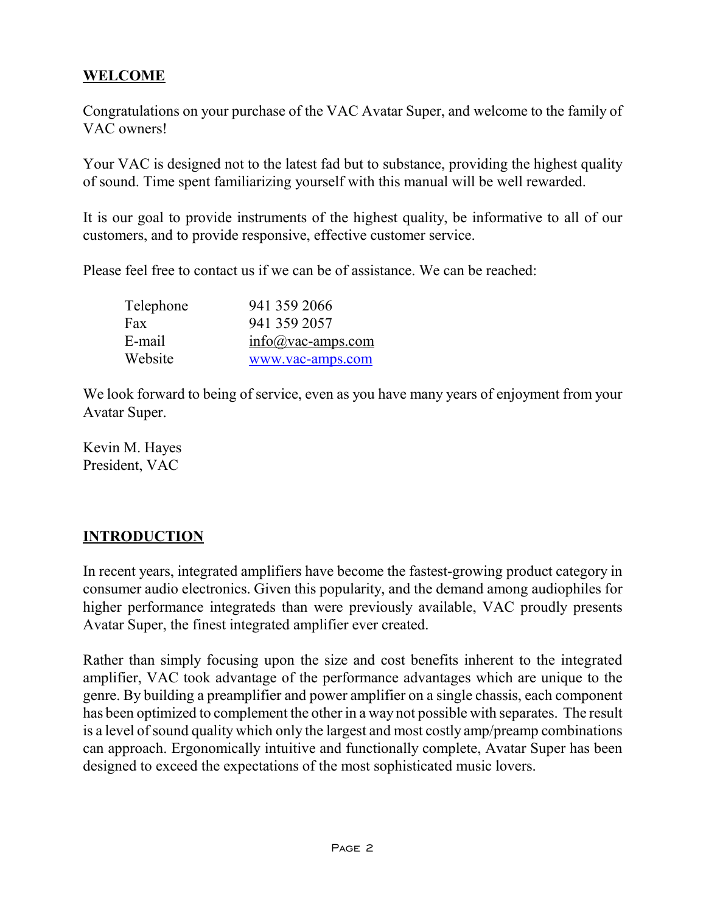## WELCOME

Congratulations on your purchase of the VAC Avatar Super, and welcome to the family of VAC owners!

Your VAC is designed not to the latest fad but to substance, providing the highest quality of sound. Time spent familiarizing yourself with this manual will be well rewarded.

It is our goal to provide instruments of the highest quality, be informative to all of our customers, and to provide responsive, effective customer service.

Please feel free to contact us if we can be of assistance. We can be reached:

| | |
|---|---|
| Telephone | 941 359 2066 |
| Fax | 941 359 2057 |
| E-mail | info@vac-amps.com |
| Website | www.vac-amps.com |

We look forward to being of service, even as you have many years of enjoyment from your Avatar Super.

Kevin M. Hayes
President, VAC

## INTRODUCTION

In recent years, integrated amplifiers have become the fastest-growing product category in consumer audio electronics. Given this popularity, and the demand among audiophiles for higher performance integrateds than were previously available, VAC proudly presents Avatar Super, the finest integrated amplifier ever created.

Rather than simply focusing upon the size and cost benefits inherent to the integrated amplifier, VAC took advantage of the performance advantages which are unique to the genre. By building a preamplifier and power amplifier on a single chassis, each component has been optimized to complement the other in a way not possible with separates. The result is a level of sound quality which only the largest and most costly amp/preamp combinations can approach. Ergonomically intuitive and functionally complete, Avatar Super has been designed to exceed the expectations of the most sophisticated music lovers.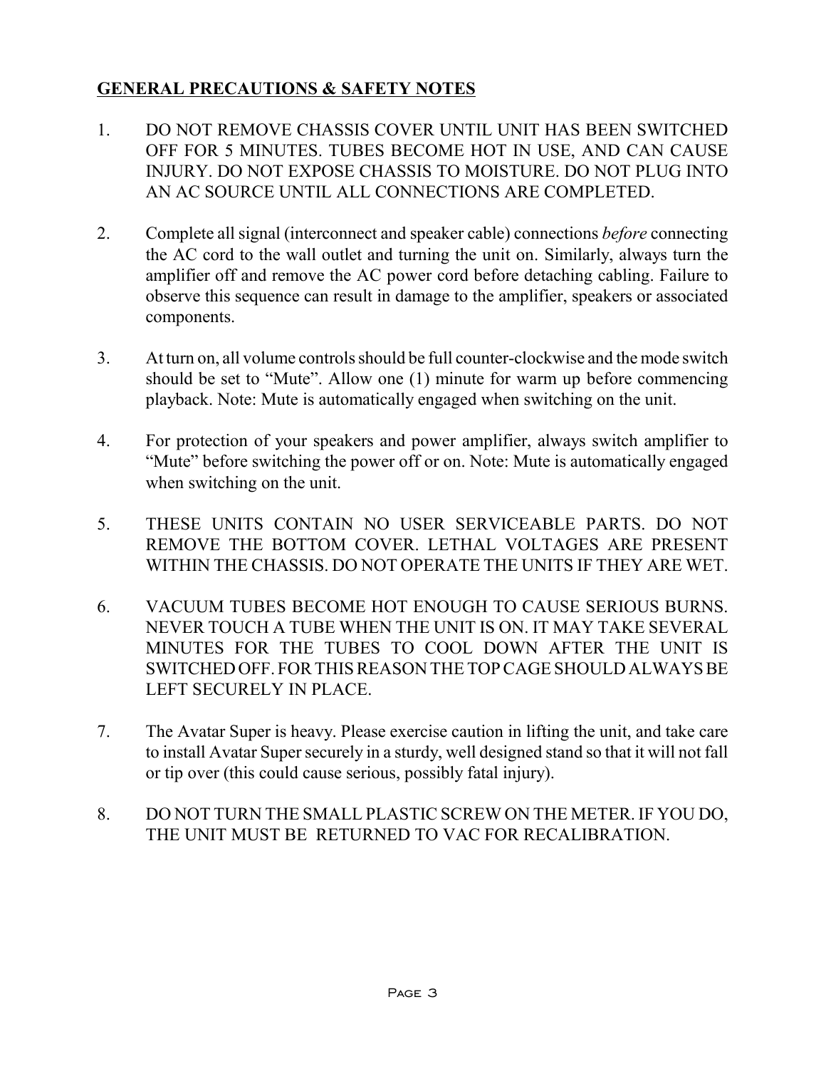## GENERAL PRECAUTIONS & SAFETY NOTES

1. DO NOT REMOVE CHASSIS COVER UNTIL UNIT HAS BEEN SWITCHED OFF FOR 5 MINUTES. TUBES BECOME HOT IN USE, AND CAN CAUSE INJURY. DO NOT EXPOSE CHASSIS TO MOISTURE. DO NOT PLUG INTO AN AC SOURCE UNTIL ALL CONNECTIONS ARE COMPLETED.

2. Complete all signal (interconnect and speaker cable) connections *before* connecting the AC cord to the wall outlet and turning the unit on. Similarly, always turn the amplifier off and remove the AC power cord before detaching cabling. Failure to observe this sequence can result in damage to the amplifier, speakers or associated components.

3. At turn on, all volume controls should be full counter-clockwise and the mode switch should be set to "Mute". Allow one (1) minute for warm up before commencing playback. Note: Mute is automatically engaged when switching on the unit.

4. For protection of your speakers and power amplifier, always switch amplifier to "Mute" before switching the power off or on. Note: Mute is automatically engaged when switching on the unit.

5. THESE UNITS CONTAIN NO USER SERVICEABLE PARTS. DO NOT REMOVE THE BOTTOM COVER. LETHAL VOLTAGES ARE PRESENT WITHIN THE CHASSIS. DO NOT OPERATE THE UNITS IF THEY ARE WET.

6. VACUUM TUBES BECOME HOT ENOUGH TO CAUSE SERIOUS BURNS. NEVER TOUCH A TUBE WHEN THE UNIT IS ON. IT MAY TAKE SEVERAL MINUTES FOR THE TUBES TO COOL DOWN AFTER THE UNIT IS SWITCHED OFF. FOR THIS REASON THE TOP CAGE SHOULD ALWAYS BE LEFT SECURELY IN PLACE.

7. The Avatar Super is heavy. Please exercise caution in lifting the unit, and take care to install Avatar Super securely in a sturdy, well designed stand so that it will not fall or tip over (this could cause serious, possibly fatal injury).

8. DO NOT TURN THE SMALL PLASTIC SCREW ON THE METER. IF YOU DO, THE UNIT MUST BE RETURNED TO VAC FOR RECALIBRATION.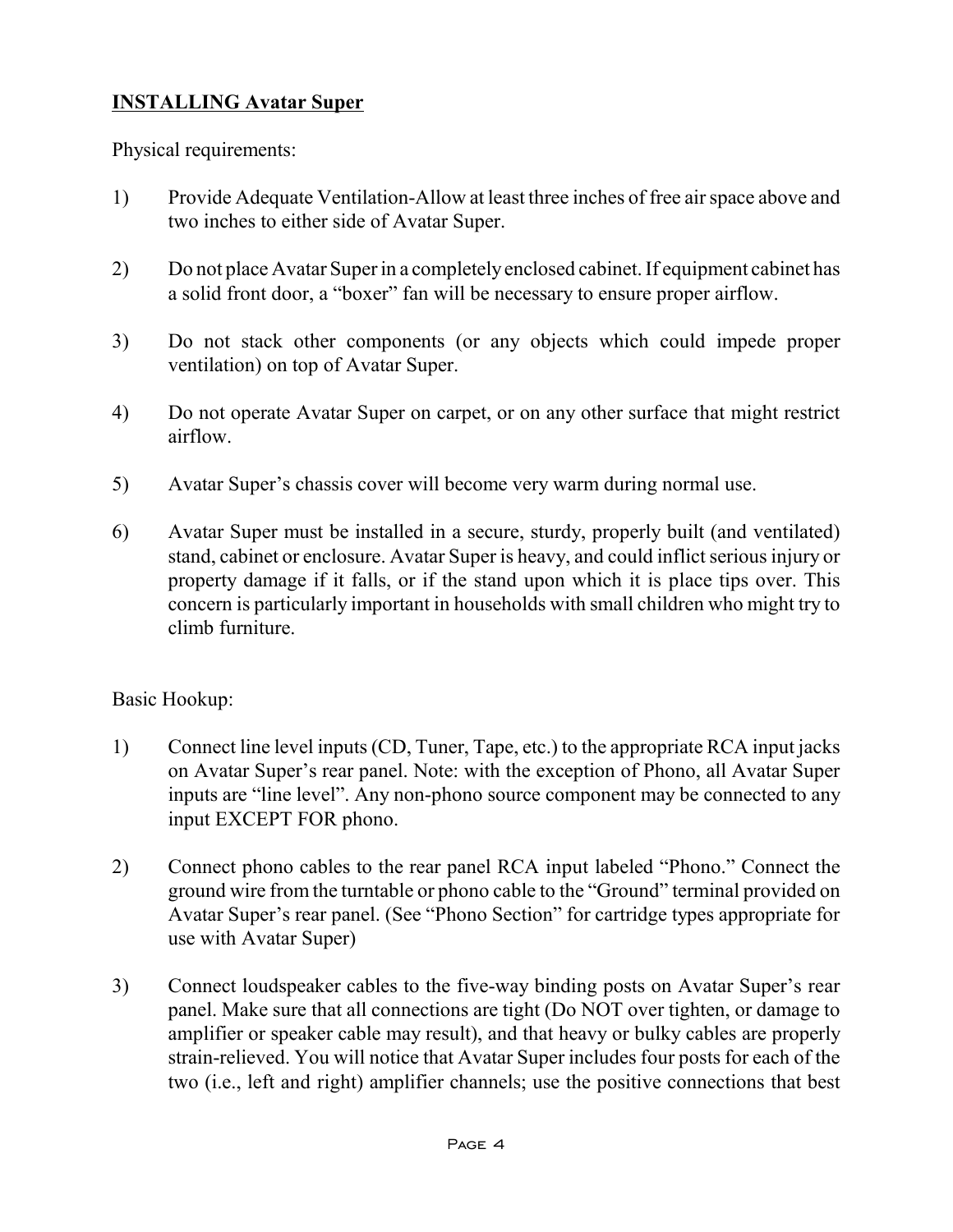## **INSTALLING Avatar Super**

Physical requirements:

1) Provide Adequate Ventilation-Allow at least three inches of free air space above and two inches to either side of Avatar Super.

2) Do not place Avatar Super in a completely enclosed cabinet. If equipment cabinet has a solid front door, a "boxer" fan will be necessary to ensure proper airflow.

3) Do not stack other components (or any objects which could impede proper ventilation) on top of Avatar Super.

4) Do not operate Avatar Super on carpet, or on any other surface that might restrict airflow.

5) Avatar Super's chassis cover will become very warm during normal use.

6) Avatar Super must be installed in a secure, sturdy, properly built (and ventilated) stand, cabinet or enclosure. Avatar Super is heavy, and could inflict serious injury or property damage if it falls, or if the stand upon which it is place tips over. This concern is particularly important in households with small children who might try to climb furniture.

Basic Hookup:

1) Connect line level inputs (CD, Tuner, Tape, etc.) to the appropriate RCA input jacks on Avatar Super's rear panel. Note: with the exception of Phono, all Avatar Super inputs are "line level". Any non-phono source component may be connected to any input EXCEPT FOR phono.

2) Connect phono cables to the rear panel RCA input labeled "Phono." Connect the ground wire from the turntable or phono cable to the "Ground" terminal provided on Avatar Super's rear panel. (See "Phono Section" for cartridge types appropriate for use with Avatar Super)

3) Connect loudspeaker cables to the five-way binding posts on Avatar Super's rear panel. Make sure that all connections are tight (Do NOT over tighten, or damage to amplifier or speaker cable may result), and that heavy or bulky cables are properly strain-relieved. You will notice that Avatar Super includes four posts for each of the two (i.e., left and right) amplifier channels; use the positive connections that best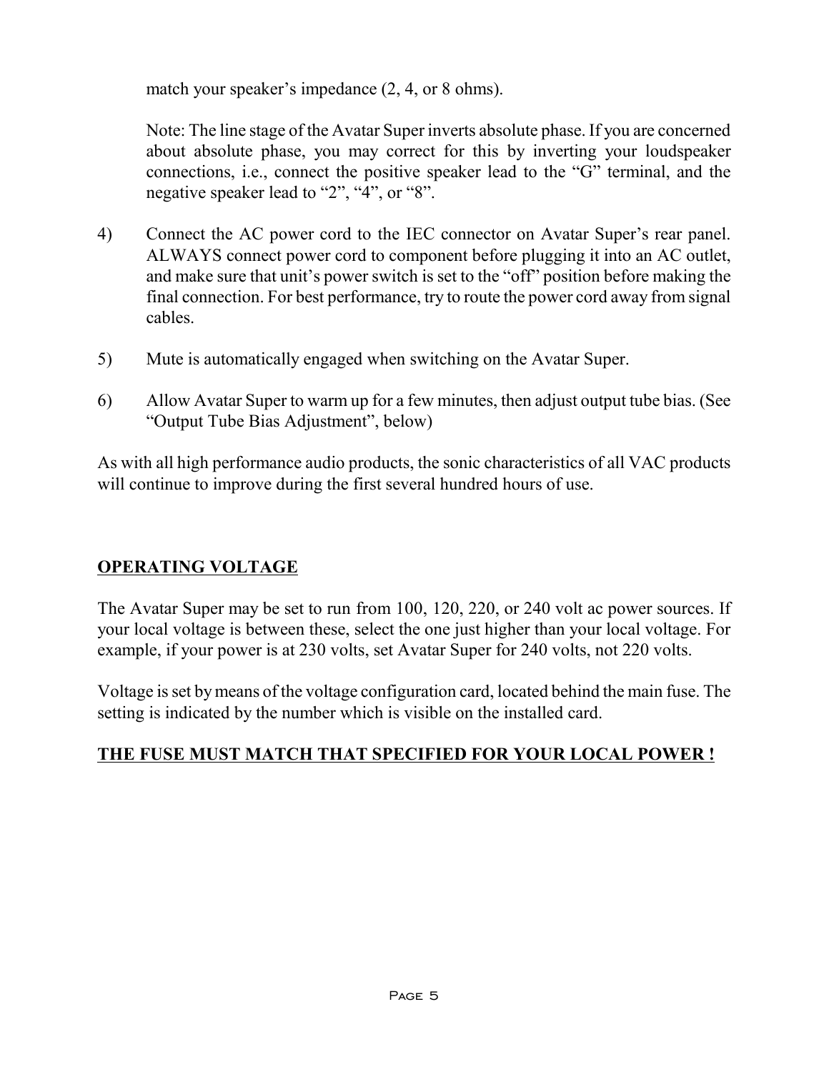match your speaker's impedance (2, 4, or 8 ohms).

Note: The line stage of the Avatar Super inverts absolute phase. If you are concerned about absolute phase, you may correct for this by inverting your loudspeaker connections, i.e., connect the positive speaker lead to the "G" terminal, and the negative speaker lead to "2", "4", or "8".

4) Connect the AC power cord to the IEC connector on Avatar Super's rear panel. ALWAYS connect power cord to component before plugging it into an AC outlet, and make sure that unit's power switch is set to the "off" position before making the final connection. For best performance, try to route the power cord away from signal cables.

5) Mute is automatically engaged when switching on the Avatar Super.

6) Allow Avatar Super to warm up for a few minutes, then adjust output tube bias. (See "Output Tube Bias Adjustment", below)

As with all high performance audio products, the sonic characteristics of all VAC products will continue to improve during the first several hundred hours of use.

## OPERATING VOLTAGE

The Avatar Super may be set to run from 100, 120, 220, or 240 volt ac power sources. If your local voltage is between these, select the one just higher than your local voltage. For example, if your power is at 230 volts, set Avatar Super for 240 volts, not 220 volts.

Voltage is set by means of the voltage configuration card, located behind the main fuse. The setting is indicated by the number which is visible on the installed card.

**THE FUSE MUST MATCH THAT SPECIFIED FOR YOUR LOCAL POWER !**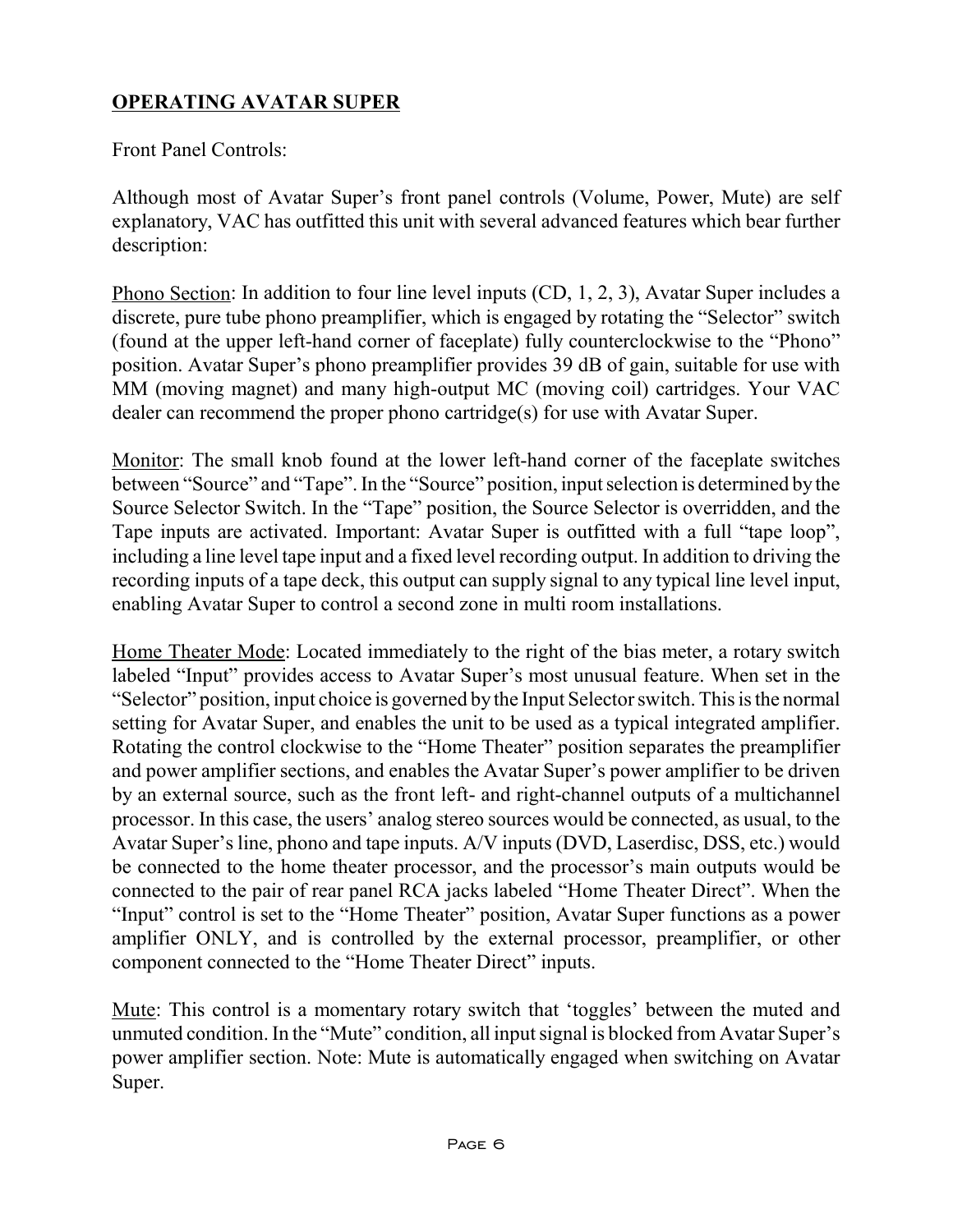## OPERATING AVATAR SUPER

Front Panel Controls:

Although most of Avatar Super's front panel controls (Volume, Power, Mute) are self explanatory, VAC has outfitted this unit with several advanced features which bear further description:

Phono Section: In addition to four line level inputs (CD, 1, 2, 3), Avatar Super includes a discrete, pure tube phono preamplifier, which is engaged by rotating the "Selector" switch (found at the upper left-hand corner of faceplate) fully counterclockwise to the "Phono" position. Avatar Super's phono preamplifier provides 39 dB of gain, suitable for use with MM (moving magnet) and many high-output MC (moving coil) cartridges. Your VAC dealer can recommend the proper phono cartridge(s) for use with Avatar Super.

Monitor: The small knob found at the lower left-hand corner of the faceplate switches between "Source" and "Tape". In the "Source" position, input selection is determined by the Source Selector Switch. In the "Tape" position, the Source Selector is overridden, and the Tape inputs are activated. Important: Avatar Super is outfitted with a full "tape loop", including a line level tape input and a fixed level recording output. In addition to driving the recording inputs of a tape deck, this output can supply signal to any typical line level input, enabling Avatar Super to control a second zone in multi room installations.

Home Theater Mode: Located immediately to the right of the bias meter, a rotary switch labeled "Input" provides access to Avatar Super's most unusual feature. When set in the "Selector" position, input choice is governed by the Input Selector switch. This is the normal setting for Avatar Super, and enables the unit to be used as a typical integrated amplifier. Rotating the control clockwise to the "Home Theater" position separates the preamplifier and power amplifier sections, and enables the Avatar Super's power amplifier to be driven by an external source, such as the front left- and right-channel outputs of a multichannel processor. In this case, the users' analog stereo sources would be connected, as usual, to the Avatar Super's line, phono and tape inputs. A/V inputs (DVD, Laserdisc, DSS, etc.) would be connected to the home theater processor, and the processor's main outputs would be connected to the pair of rear panel RCA jacks labeled "Home Theater Direct". When the "Input" control is set to the "Home Theater" position, Avatar Super functions as a power amplifier ONLY, and is controlled by the external processor, preamplifier, or other component connected to the "Home Theater Direct" inputs.

Mute: This control is a momentary rotary switch that 'toggles' between the muted and unmuted condition. In the "Mute" condition, all input signal is blocked from Avatar Super's power amplifier section. Note: Mute is automatically engaged when switching on Avatar Super.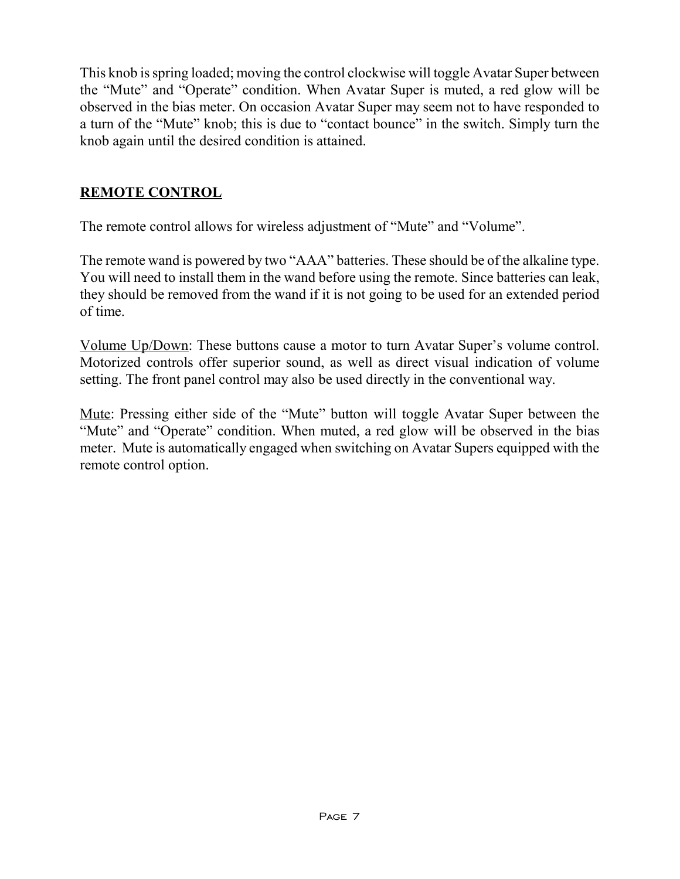This knob is spring loaded; moving the control clockwise will toggle Avatar Super between the "Mute" and "Operate" condition. When Avatar Super is muted, a red glow will be observed in the bias meter. On occasion Avatar Super may seem not to have responded to a turn of the "Mute" knob; this is due to "contact bounce" in the switch. Simply turn the knob again until the desired condition is attained.

## REMOTE CONTROL

The remote control allows for wireless adjustment of "Mute" and "Volume".

The remote wand is powered by two "AAA" batteries. These should be of the alkaline type. You will need to install them in the wand before using the remote. Since batteries can leak, they should be removed from the wand if it is not going to be used for an extended period of time.

Volume Up/Down: These buttons cause a motor to turn Avatar Super's volume control. Motorized controls offer superior sound, as well as direct visual indication of volume setting. The front panel control may also be used directly in the conventional way.

Mute: Pressing either side of the "Mute" button will toggle Avatar Super between the "Mute" and "Operate" condition. When muted, a red glow will be observed in the bias meter. Mute is automatically engaged when switching on Avatar Supers equipped with the remote control option.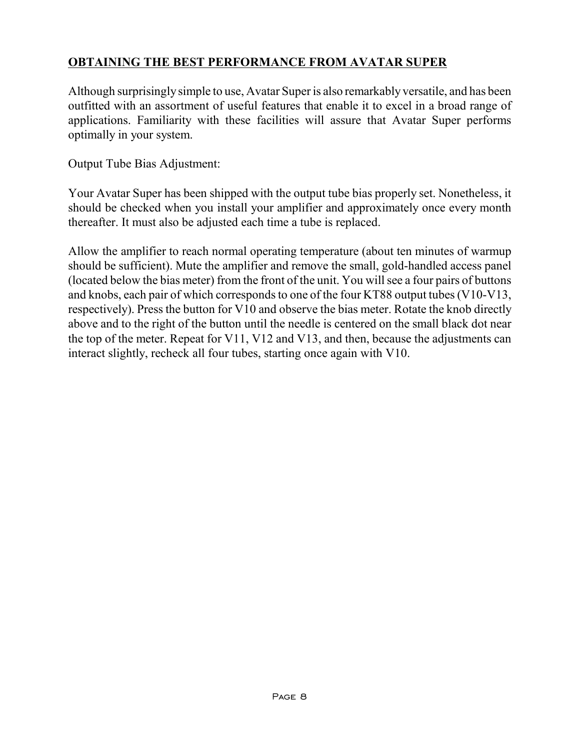## OBTAINING THE BEST PERFORMANCE FROM AVATAR SUPER

Although surprisingly simple to use, Avatar Super is also remarkably versatile, and has been outfitted with an assortment of useful features that enable it to excel in a broad range of applications. Familiarity with these facilities will assure that Avatar Super performs optimally in your system.

Output Tube Bias Adjustment:

Your Avatar Super has been shipped with the output tube bias properly set. Nonetheless, it should be checked when you install your amplifier and approximately once every month thereafter. It must also be adjusted each time a tube is replaced.

Allow the amplifier to reach normal operating temperature (about ten minutes of warmup should be sufficient). Mute the amplifier and remove the small, gold-handled access panel (located below the bias meter) from the front of the unit. You will see a four pairs of buttons and knobs, each pair of which corresponds to one of the four KT88 output tubes (V10-V13, respectively). Press the button for V10 and observe the bias meter. Rotate the knob directly above and to the right of the button until the needle is centered on the small black dot near the top of the meter. Repeat for V11, V12 and V13, and then, because the adjustments can interact slightly, recheck all four tubes, starting once again with V10.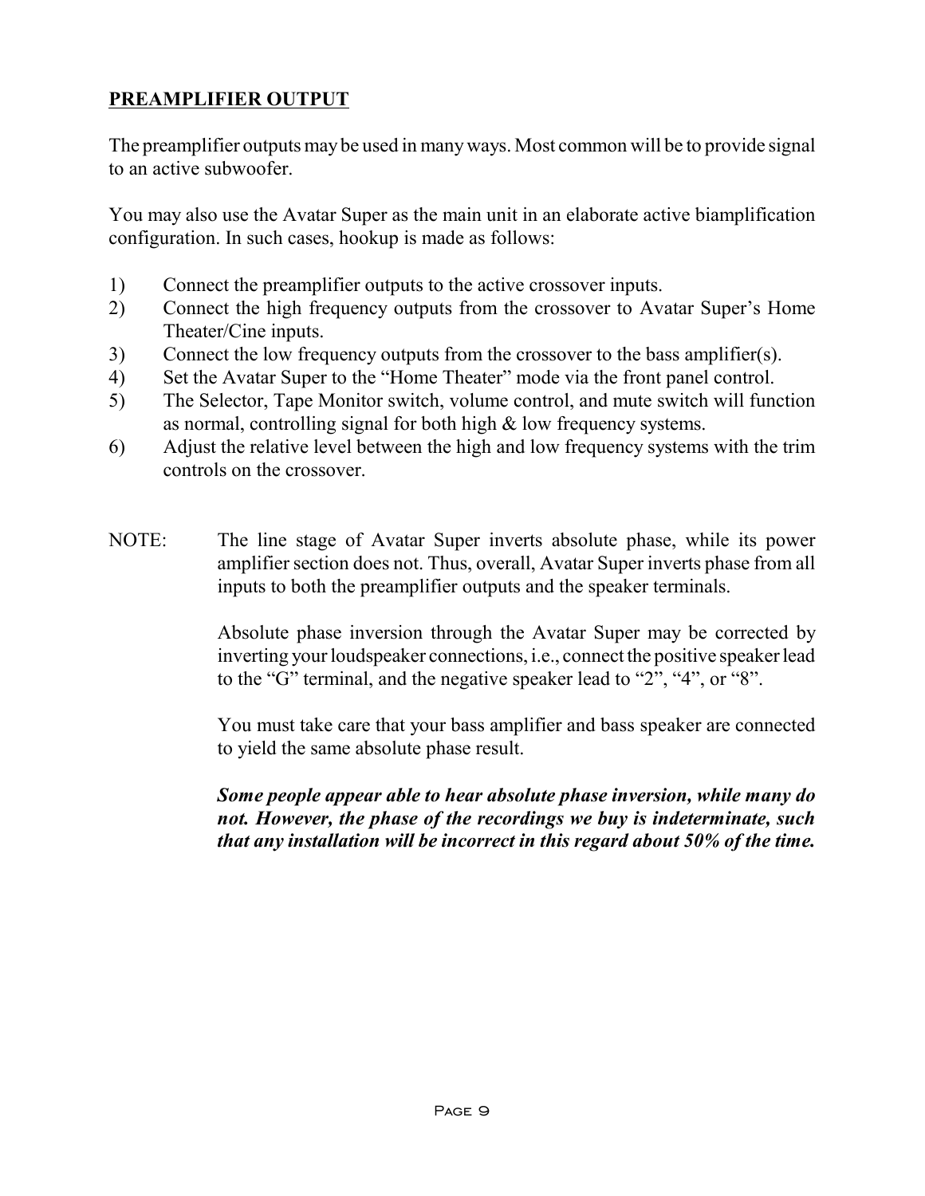## PREAMPLIFIER OUTPUT

The preamplifier outputs may be used in many ways. Most common will be to provide signal to an active subwoofer.

You may also use the Avatar Super as the main unit in an elaborate active biamplification configuration. In such cases, hookup is made as follows:

1) Connect the preamplifier outputs to the active crossover inputs.
2) Connect the high frequency outputs from the crossover to Avatar Super's Home Theater/Cine inputs.
3) Connect the low frequency outputs from the crossover to the bass amplifier(s).
4) Set the Avatar Super to the "Home Theater" mode via the front panel control.
5) The Selector, Tape Monitor switch, volume control, and mute switch will function as normal, controlling signal for both high & low frequency systems.
6) Adjust the relative level between the high and low frequency systems with the trim controls on the crossover.

NOTE: The line stage of Avatar Super inverts absolute phase, while its power amplifier section does not. Thus, overall, Avatar Super inverts phase from all inputs to both the preamplifier outputs and the speaker terminals.

Absolute phase inversion through the Avatar Super may be corrected by inverting your loudspeaker connections, i.e., connect the positive speaker lead to the "G" terminal, and the negative speaker lead to "2", "4", or "8".

You must take care that your bass amplifier and bass speaker are connected to yield the same absolute phase result.

***Some people appear able to hear absolute phase inversion, while many do not. However, the phase of the recordings we buy is indeterminate, such that any installation will be incorrect in this regard about 50% of the time.***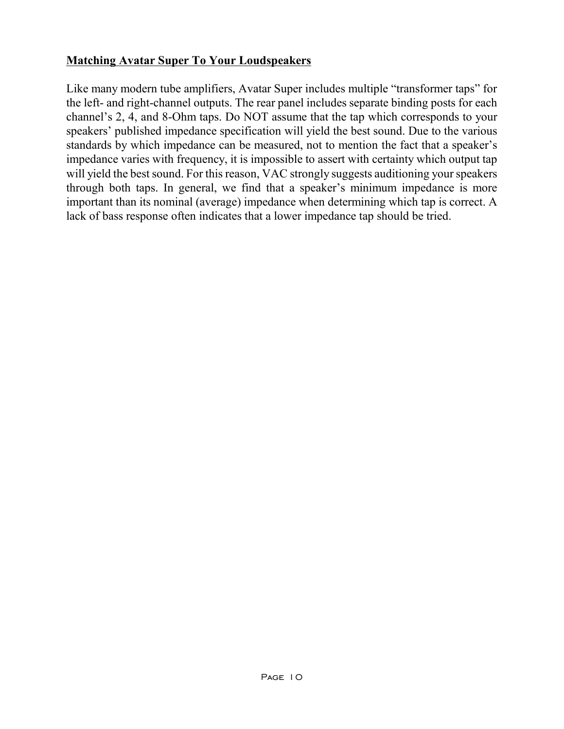**Matching Avatar Super To Your Loudspeakers**

Like many modern tube amplifiers, Avatar Super includes multiple "transformer taps" for the left- and right-channel outputs. The rear panel includes separate binding posts for each channel's 2, 4, and 8-Ohm taps. Do NOT assume that the tap which corresponds to your speakers' published impedance specification will yield the best sound. Due to the various standards by which impedance can be measured, not to mention the fact that a speaker's impedance varies with frequency, it is impossible to assert with certainty which output tap will yield the best sound. For this reason, VAC strongly suggests auditioning your speakers through both taps. In general, we find that a speaker's minimum impedance is more important than its nominal (average) impedance when determining which tap is correct. A lack of bass response often indicates that a lower impedance tap should be tried.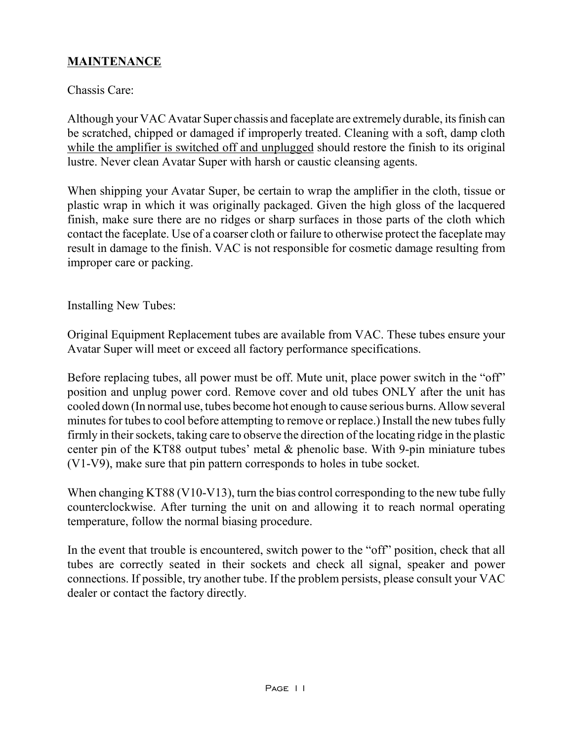## MAINTENANCE

Chassis Care:

Although your VAC Avatar Super chassis and faceplate are extremely durable, its finish can be scratched, chipped or damaged if improperly treated. Cleaning with a soft, damp cloth <u>while the amplifier is switched off and unplugged</u> should restore the finish to its original lustre. Never clean Avatar Super with harsh or caustic cleansing agents.

When shipping your Avatar Super, be certain to wrap the amplifier in the cloth, tissue or plastic wrap in which it was originally packaged. Given the high gloss of the lacquered finish, make sure there are no ridges or sharp surfaces in those parts of the cloth which contact the faceplate. Use of a coarser cloth or failure to otherwise protect the faceplate may result in damage to the finish. VAC is not responsible for cosmetic damage resulting from improper care or packing.

Installing New Tubes:

Original Equipment Replacement tubes are available from VAC. These tubes ensure your Avatar Super will meet or exceed all factory performance specifications.

Before replacing tubes, all power must be off. Mute unit, place power switch in the "off" position and unplug power cord. Remove cover and old tubes ONLY after the unit has cooled down (In normal use, tubes become hot enough to cause serious burns. Allow several minutes for tubes to cool before attempting to remove or replace.) Install the new tubes fully firmly in their sockets, taking care to observe the direction of the locating ridge in the plastic center pin of the KT88 output tubes' metal & phenolic base. With 9-pin miniature tubes (V1-V9), make sure that pin pattern corresponds to holes in tube socket.

When changing KT88 (V10-V13), turn the bias control corresponding to the new tube fully counterclockwise. After turning the unit on and allowing it to reach normal operating temperature, follow the normal biasing procedure.

In the event that trouble is encountered, switch power to the "off" position, check that all tubes are correctly seated in their sockets and check all signal, speaker and power connections. If possible, try another tube. If the problem persists, please consult your VAC dealer or contact the factory directly.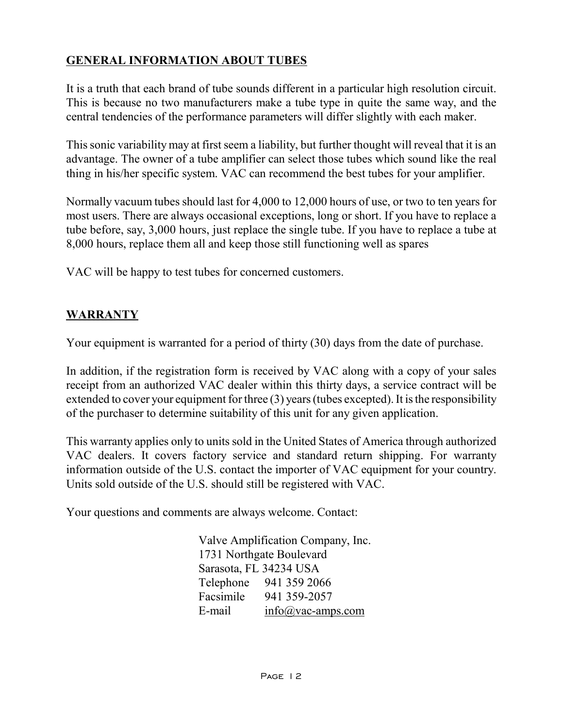## GENERAL INFORMATION ABOUT TUBES

It is a truth that each brand of tube sounds different in a particular high resolution circuit. This is because no two manufacturers make a tube type in quite the same way, and the central tendencies of the performance parameters will differ slightly with each maker.

This sonic variability may at first seem a liability, but further thought will reveal that it is an advantage. The owner of a tube amplifier can select those tubes which sound like the real thing in his/her specific system. VAC can recommend the best tubes for your amplifier.

Normally vacuum tubes should last for 4,000 to 12,000 hours of use, or two to ten years for most users. There are always occasional exceptions, long or short. If you have to replace a tube before, say, 3,000 hours, just replace the single tube. If you have to replace a tube at 8,000 hours, replace them all and keep those still functioning well as spares

VAC will be happy to test tubes for concerned customers.

## WARRANTY

Your equipment is warranted for a period of thirty (30) days from the date of purchase.

In addition, if the registration form is received by VAC along with a copy of your sales receipt from an authorized VAC dealer within this thirty days, a service contract will be extended to cover your equipment for three (3) years (tubes excepted). It is the responsibility of the purchaser to determine suitability of this unit for any given application.

This warranty applies only to units sold in the United States of America through authorized VAC dealers. It covers factory service and standard return shipping. For warranty information outside of the U.S. contact the importer of VAC equipment for your country. Units sold outside of the U.S. should still be registered with VAC.

Your questions and comments are always welcome. Contact:

Valve Amplification Company, Inc.
1731 Northgate Boulevard
Sarasota, FL 34234 USA
Telephone 941 359 2066
Facsimile 941 359-2057
E-mail info@vac-amps.com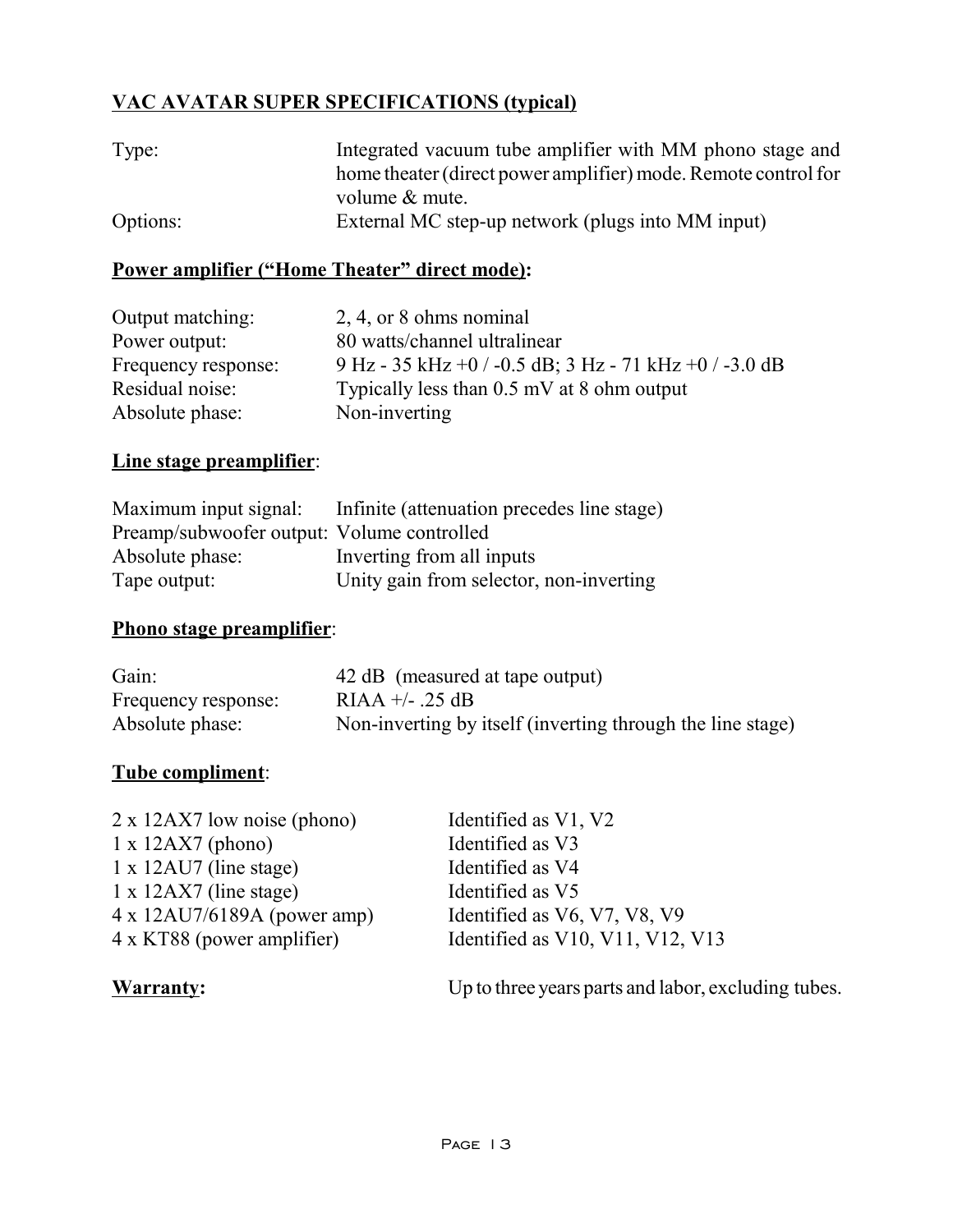## VAC AVATAR SUPER SPECIFICATIONS (typical)

| | |
|---|---|
| Type: | Integrated vacuum tube amplifier with MM phono stage and home theater (direct power amplifier) mode. Remote control for volume & mute. |
| Options: | External MC step-up network (plugs into MM input) |

### Power amplifier ("Home Theater" direct mode):

| | |
|---|---|
| Output matching: | 2, 4, or 8 ohms nominal |
| Power output: | 80 watts/channel ultralinear |
| Frequency response: | 9 Hz - 35 kHz +0 / -0.5 dB; 3 Hz - 71 kHz +0 / -3.0 dB |
| Residual noise: | Typically less than 0.5 mV at 8 ohm output |
| Absolute phase: | Non-inverting |

### Line stage preamplifier:

| | |
|---|---|
| Maximum input signal: | Infinite (attenuation precedes line stage) |
| Preamp/subwoofer output: | Volume controlled |
| Absolute phase: | Inverting from all inputs |
| Tape output: | Unity gain from selector, non-inverting |

### Phono stage preamplifier:

| | |
|---|---|
| Gain: | 42 dB (measured at tape output) |
| Frequency response: | RIAA +/- .25 dB |
| Absolute phase: | Non-inverting by itself (inverting through the line stage) |

### Tube compliment:

| | |
|---|---|
| 2 x 12AX7 low noise (phono) | Identified as V1, V2 |
| 1 x 12AX7 (phono) | Identified as V3 |
| 1 x 12AU7 (line stage) | Identified as V4 |
| 1 x 12AX7 (line stage) | Identified as V5 |
| 4 x 12AU7/6189A (power amp) | Identified as V6, V7, V8, V9 |
| 4 x KT88 (power amplifier) | Identified as V10, V11, V12, V13 |

**Warranty:** Up to three years parts and labor, excluding tubes.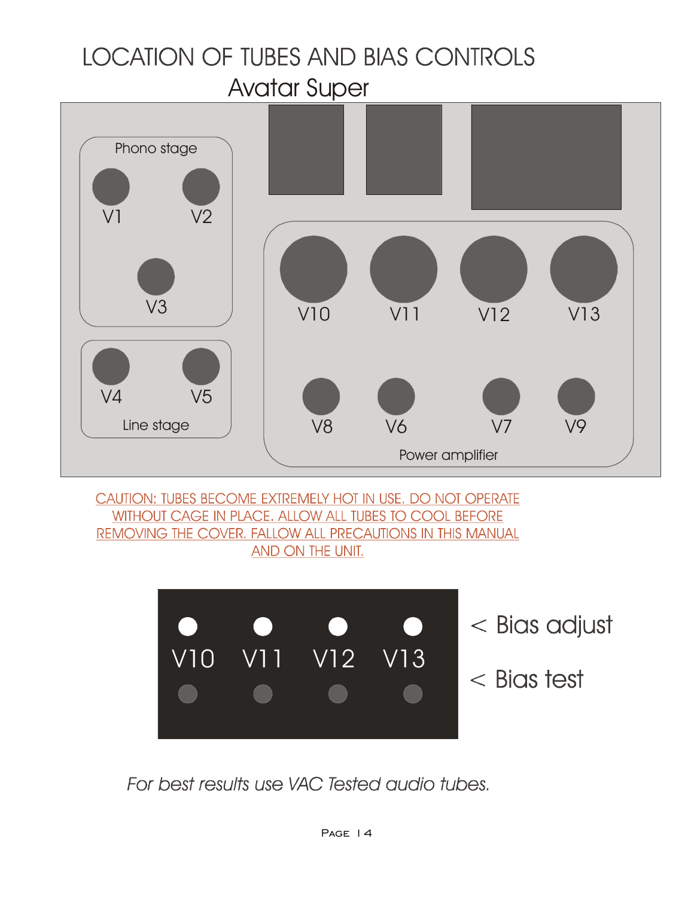# LOCATION OF TUBES AND BIAS CONTROLS

## Avatar Super

Phono stage

V1 V2

V3

V4 V5

Line stage

V10 V11 V12 V13

V8 V6 V7 V9

Power amplifier

CAUTION: TUBES BECOME EXTREMELY HOT IN USE. DO NOT OPERATE WITHOUT CAGE IN PLACE. ALLOW ALL TUBES TO COOL BEFORE REMOVING THE COVER. FALLOW ALL PRECAUTIONS IN THIS MANUAL AND ON THE UNIT.

V10 V11 V12 V13

< Bias adjust

< Bias test

*For best results use VAC Tested audio tubes.*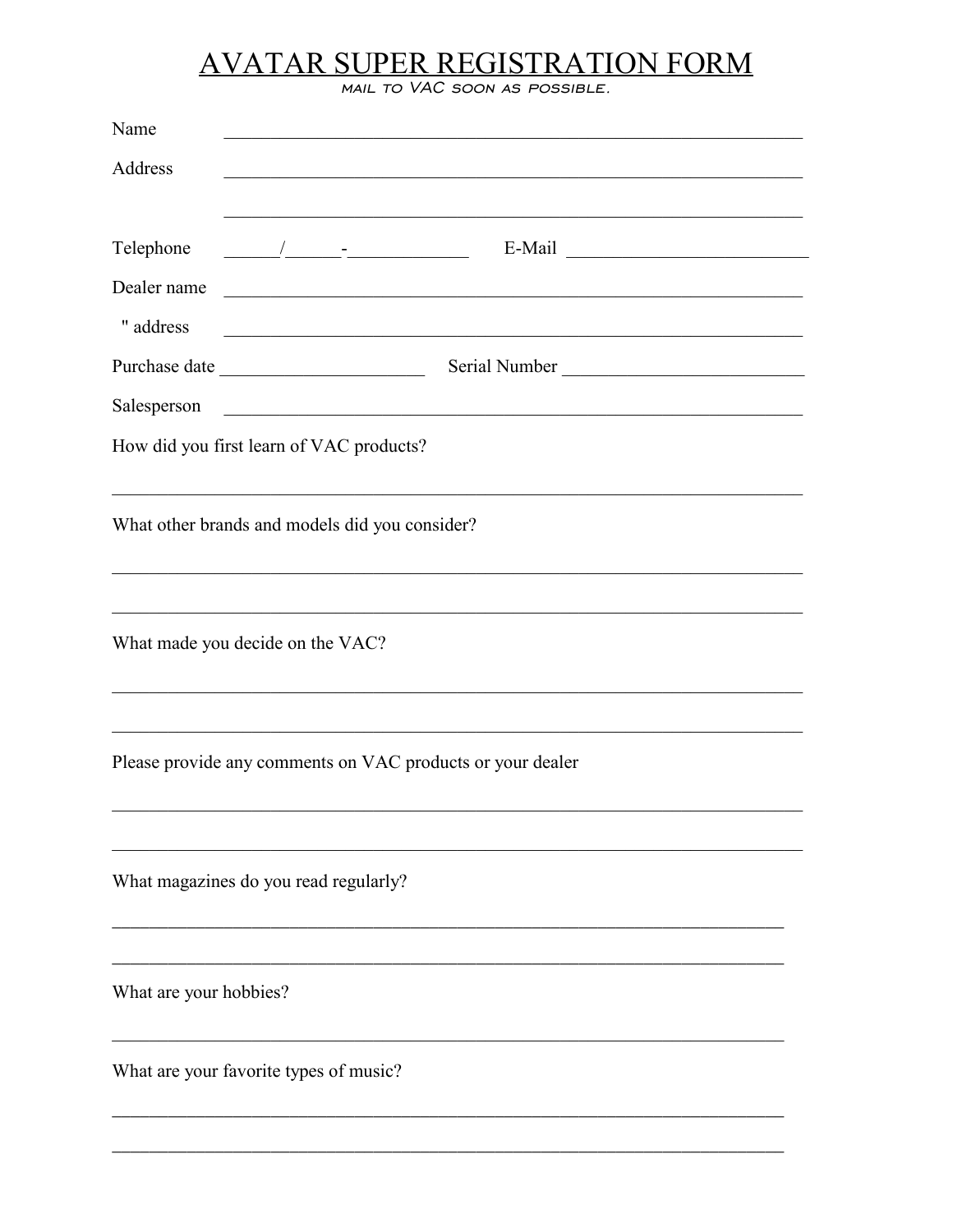# AVATAR SUPER REGISTRATION FORM

*mail to VAC soon as possible.*

Name ________________________________________________________________

Address ________________________________________________________________

________________________________________________________________

Telephone ______/______-_____________ E-Mail __________________________

Dealer name ________________________________________________________________

" address ________________________________________________________________

Purchase date ______________________ Serial Number __________________________

Salesperson ________________________________________________________________

How did you first learn of VAC products?

________________________________________________________________

What other brands and models did you consider?

________________________________________________________________

________________________________________________________________

What made you decide on the VAC?

________________________________________________________________

________________________________________________________________

Please provide any comments on VAC products or your dealer

________________________________________________________________

________________________________________________________________

What magazines do you read regularly?

________________________________________________________________

________________________________________________________________

What are your hobbies?

________________________________________________________________

What are your favorite types of music?

________________________________________________________________

________________________________________________________________